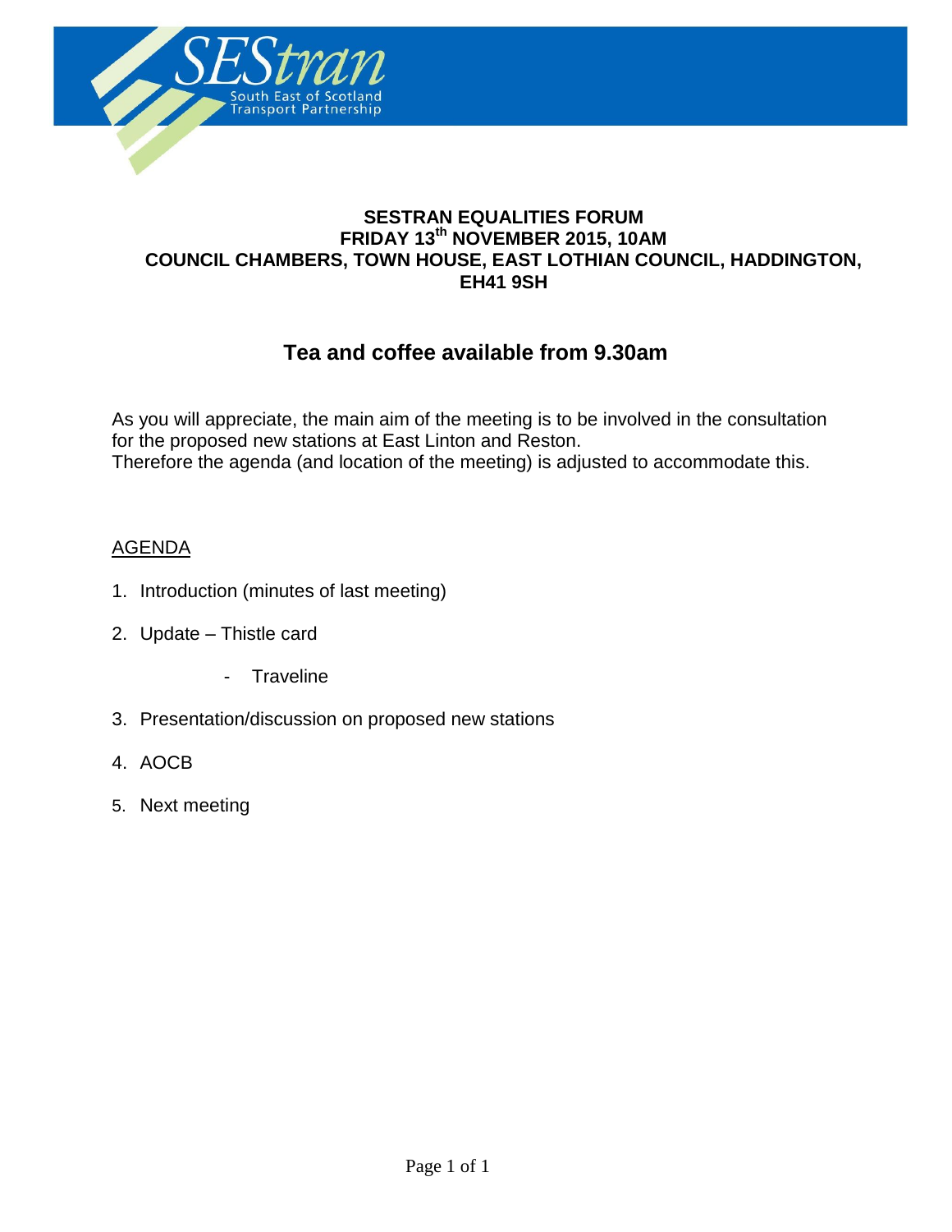# SESTRAN EQUALITIES FORUM
## FRIDAY 13th NOVEMBER 2015, 10AM
## COUNCIL CHAMBERS, TOWN HOUSE, EAST LOTHIAN COUNCIL, HADDINGTON, EH41 9SH

## Tea and coffee available from 9.30am

As you will appreciate, the main aim of the meeting is to be involved in the consultation for the proposed new stations at East Linton and Reston.
Therefore the agenda (and location of the meeting) is adjusted to accommodate this.

AGENDA

1. Introduction (minutes of last meeting)
2. Update – Thistle card
    - Traveline
3. Presentation/discussion on proposed new stations
4. AOCB
5. Next meeting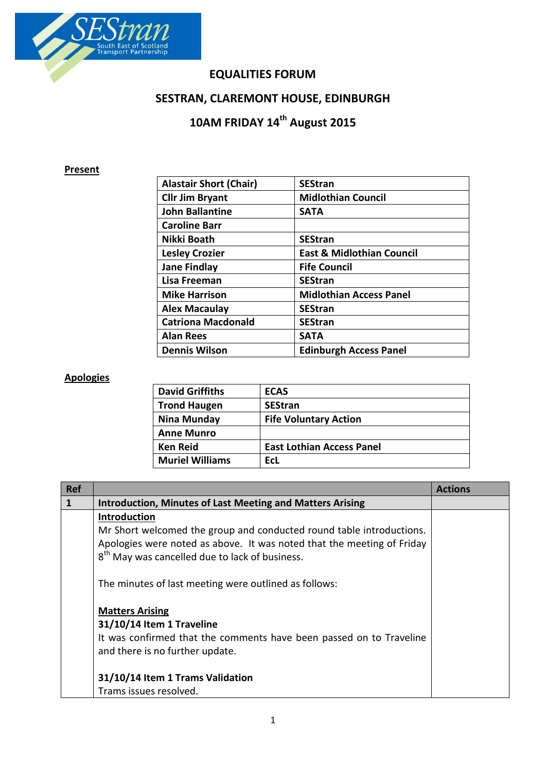# EQUALITIES FORUM

## SESTRAN, CLAREMONT HOUSE, EDINBURGH

## 10AM FRIDAY 14th August 2015

**Present**

| | |
|---|---|
| Alastair Short (Chair) | SEStran |
| Cllr Jim Bryant | Midlothian Council |
| John Ballantine | SATA |
| Caroline Barr | |
| Nikki Boath | SEStran |
| Lesley Crozier | East & Midlothian Council |
| Jane Findlay | Fife Council |
| Lisa Freeman | SEStran |
| Mike Harrison | Midlothian Access Panel |
| Alex Macaulay | SEStran |
| Catriona Macdonald | SEStran |
| Alan Rees | SATA |
| Dennis Wilson | Edinburgh Access Panel |

**Apologies**

| | |
|---|---|
| David Griffiths | ECAS |
| Trond Haugen | SEStran |
| Nina Munday | Fife Voluntary Action |
| Anne Munro | |
| Ken Reid | East Lothian Access Panel |
| Muriel Williams | EcL |

| Ref | | Actions |
|---|---|---|
| **1** | **Introduction, Minutes of Last Meeting and Matters Arising** | |
| | **Introduction**<br>Mr Short welcomed the group and conducted round table introductions. Apologies were noted as above. It was noted that the meeting of Friday 8th May was cancelled due to lack of business.<br><br>The minutes of last meeting were outlined as follows:<br><br>**Matters Arising**<br>**31/10/14 Item 1 Traveline**<br>It was confirmed that the comments have been passed on to Traveline and there is no further update.<br><br>**31/10/14 Item 1 Trams Validation**<br>Trams issues resolved. | |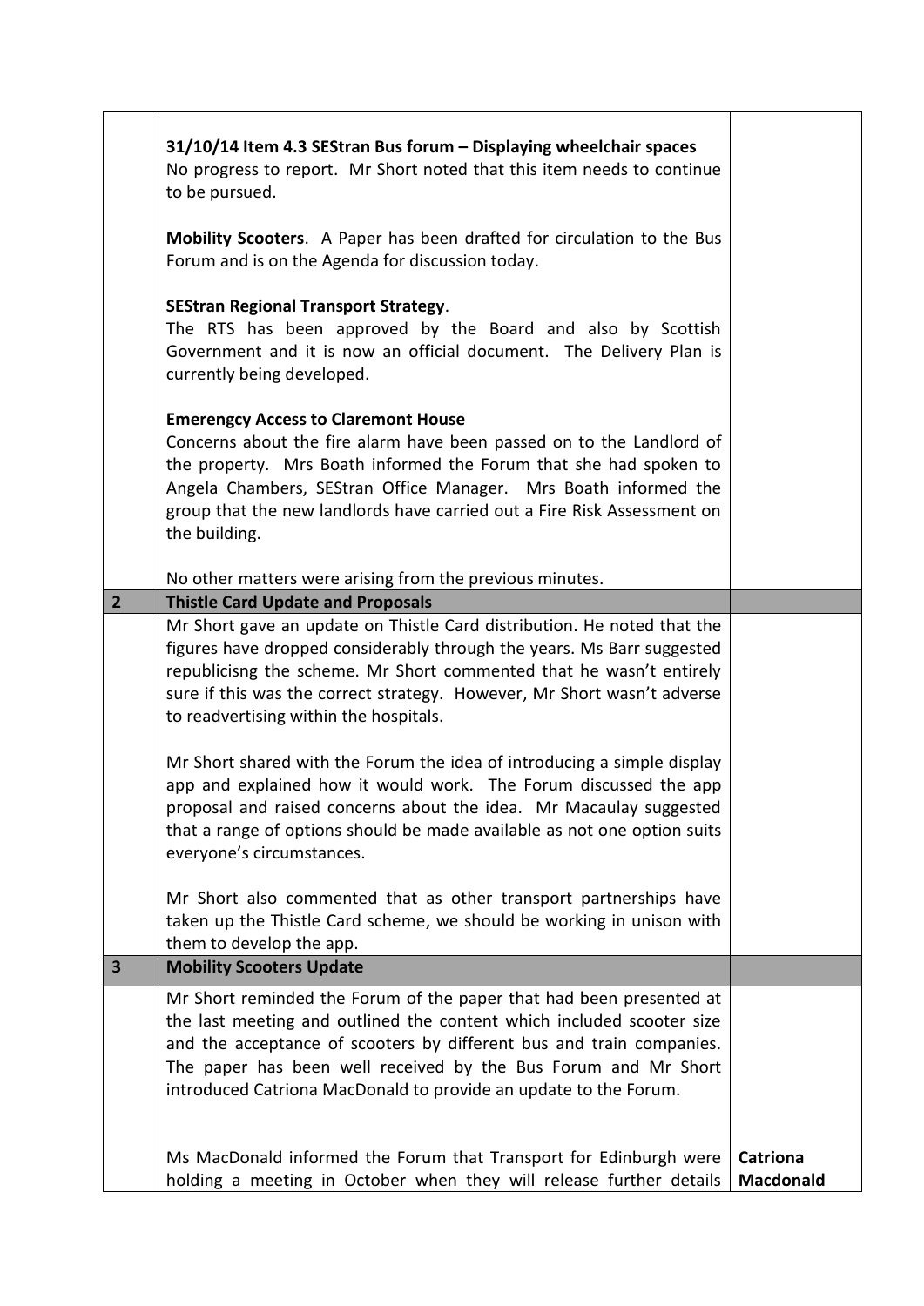| | | |
|---|---|---|
| | **31/10/14 Item 4.3 SEStran Bus forum – Displaying wheelchair spaces**<br>No progress to report. Mr Short noted that this item needs to continue to be pursued.<br><br>**Mobility Scooters**. A Paper has been drafted for circulation to the Bus Forum and is on the Agenda for discussion today.<br><br>**SEStran Regional Transport Strategy**.<br>The RTS has been approved by the Board and also by Scottish Government and it is now an official document. The Delivery Plan is currently being developed.<br><br>**Emerengcy Access to Claremont House**<br>Concerns about the fire alarm have been passed on to the Landlord of the property. Mrs Boath informed the Forum that she had spoken to Angela Chambers, SEStran Office Manager. Mrs Boath informed the group that the new landlords have carried out a Fire Risk Assessment on the building.<br><br>No other matters were arising from the previous minutes. | |
| **2** | **Thistle Card Update and Proposals** | |
| | Mr Short gave an update on Thistle Card distribution. He noted that the figures have dropped considerably through the years. Ms Barr suggested republicisng the scheme. Mr Short commented that he wasn't entirely sure if this was the correct strategy. However, Mr Short wasn't adverse to readvertising within the hospitals.<br><br>Mr Short shared with the Forum the idea of introducing a simple display app and explained how it would work. The Forum discussed the app proposal and raised concerns about the idea. Mr Macaulay suggested that a range of options should be made available as not one option suits everyone's circumstances.<br><br>Mr Short also commented that as other transport partnerships have taken up the Thistle Card scheme, we should be working in unison with them to develop the app. | |
| **3** | **Mobility Scooters Update** | |
| | Mr Short reminded the Forum of the paper that had been presented at the last meeting and outlined the content which included scooter size and the acceptance of scooters by different bus and train companies. The paper has been well received by the Bus Forum and Mr Short introduced Catriona MacDonald to provide an update to the Forum.<br><br>Ms MacDonald informed the Forum that Transport for Edinburgh were holding a meeting in October when they will release further details | **Catriona Macdonald** |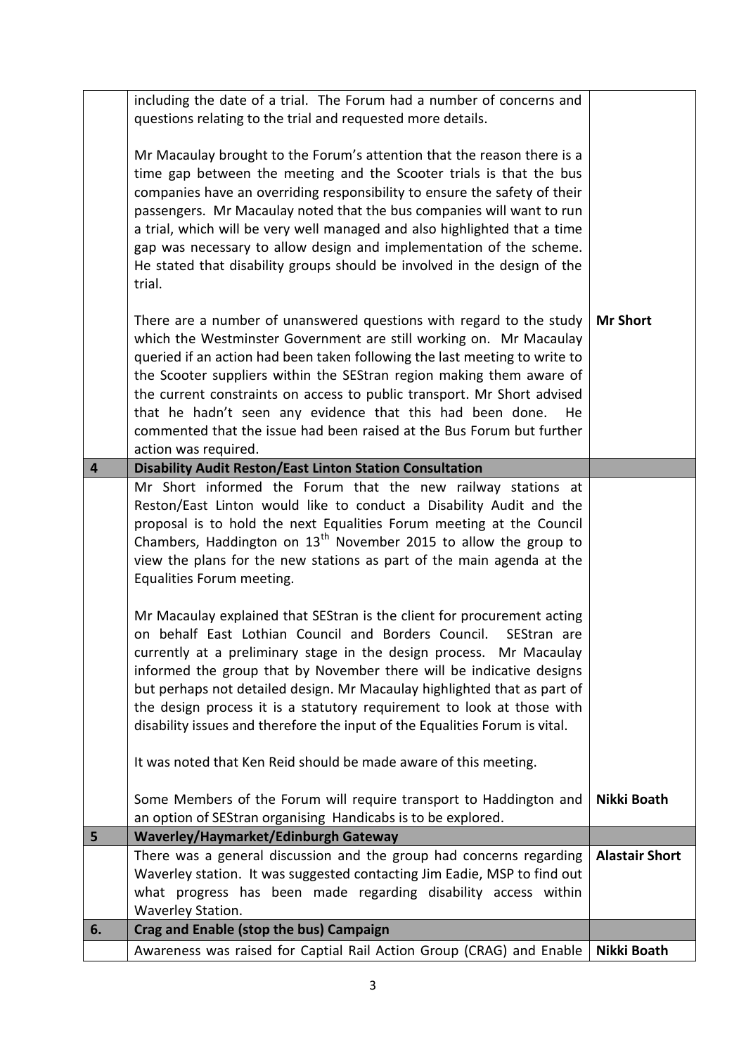|  |  |  |
|---|---|---|
|  | including the date of a trial. The Forum had a number of concerns and questions relating to the trial and requested more details.<br><br>Mr Macaulay brought to the Forum's attention that the reason there is a time gap between the meeting and the Scooter trials is that the bus companies have an overriding responsibility to ensure the safety of their passengers. Mr Macaulay noted that the bus companies will want to run a trial, which will be very well managed and also highlighted that a time gap was necessary to allow design and implementation of the scheme. He stated that disability groups should be involved in the design of the trial.<br><br>There are a number of unanswered questions with regard to the study which the Westminster Government are still working on. Mr Macaulay queried if an action had been taken following the last meeting to write to the Scooter suppliers within the SEStran region making them aware of the current constraints on access to public transport. Mr Short advised that he hadn't seen any evidence that this had been done. He commented that the issue had been raised at the Bus Forum but further action was required. | **Mr Short** |
| **4** | **Disability Audit Reston/East Linton Station Consultation** |  |
|  | Mr Short informed the Forum that the new railway stations at Reston/East Linton would like to conduct a Disability Audit and the proposal is to hold the next Equalities Forum meeting at the Council Chambers, Haddington on 13th November 2015 to allow the group to view the plans for the new stations as part of the main agenda at the Equalities Forum meeting.<br><br>Mr Macaulay explained that SEStran is the client for procurement acting on behalf East Lothian Council and Borders Council. SEStran are currently at a preliminary stage in the design process. Mr Macaulay informed the group that by November there will be indicative designs but perhaps not detailed design. Mr Macaulay highlighted that as part of the design process it is a statutory requirement to look at those with disability issues and therefore the input of the Equalities Forum is vital.<br><br>It was noted that Ken Reid should be made aware of this meeting.<br><br>Some Members of the Forum will require transport to Haddington and an option of SEStran organising Handicabs is to be explored. | **Nikki Boath** |
| **5** | **Waverley/Haymarket/Edinburgh Gateway** |  |
|  | There was a general discussion and the group had concerns regarding Waverley station. It was suggested contacting Jim Eadie, MSP to find out what progress has been made regarding disability access within Waverley Station. | **Alastair Short** |
| **6.** | **Crag and Enable (stop the bus) Campaign** |  |
|  | Awareness was raised for Captial Rail Action Group (CRAG) and Enable | **Nikki Boath** |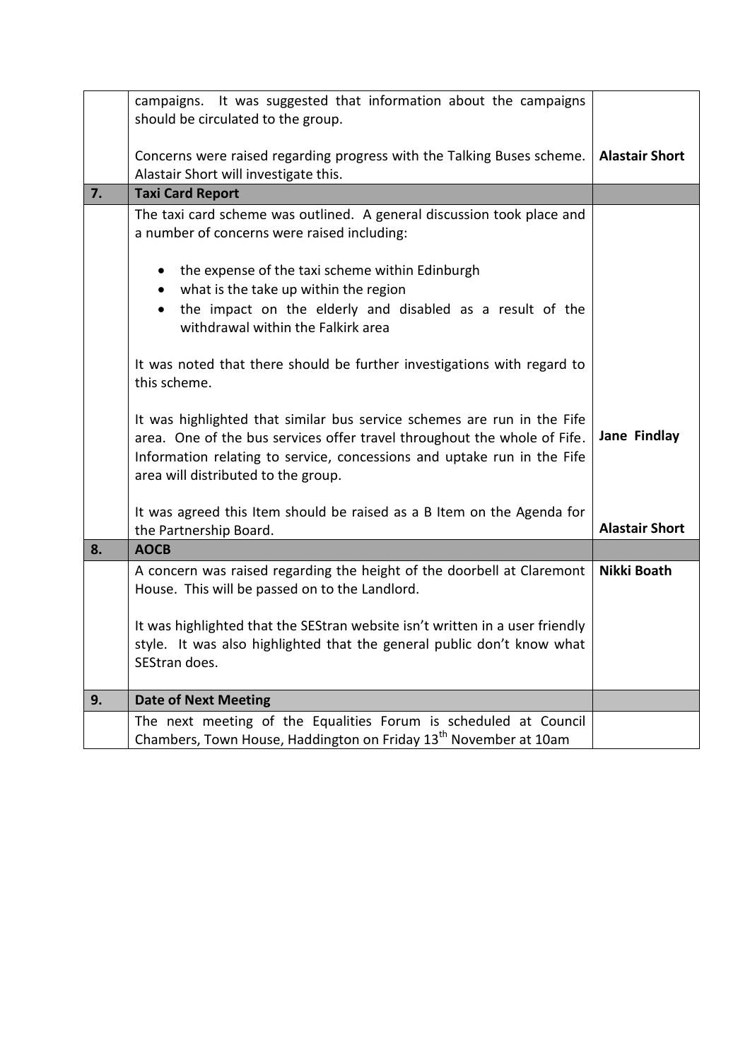| | | |
|---|---|---|
| | campaigns. It was suggested that information about the campaigns should be circulated to the group.<br><br>Concerns were raised regarding progress with the Talking Buses scheme. Alastair Short will investigate this. | **Alastair Short** |
| **7.** | **Taxi Card Report** | |
| | The taxi card scheme was outlined. A general discussion took place and a number of concerns were raised including:<br><br>• the expense of the taxi scheme within Edinburgh<br>• what is the take up within the region<br>• the impact on the elderly and disabled as a result of the withdrawal within the Falkirk area<br><br>It was noted that there should be further investigations with regard to this scheme.<br><br>It was highlighted that similar bus service schemes are run in the Fife area. One of the bus services offer travel throughout the whole of Fife. Information relating to service, concessions and uptake run in the Fife area will distributed to the group.<br><br>It was agreed this Item should be raised as a B Item on the Agenda for the Partnership Board. | **Jane Findlay**<br><br>**Alastair Short** |
| **8.** | **AOCB** | |
| | A concern was raised regarding the height of the doorbell at Claremont House. This will be passed on to the Landlord.<br><br>It was highlighted that the SEStran website isn't written in a user friendly style. It was also highlighted that the general public don't know what SEStran does. | **Nikki Boath** |
| **9.** | **Date of Next Meeting** | |
| | The next meeting of the Equalities Forum is scheduled at Council Chambers, Town House, Haddington on Friday 13th November at 10am | |